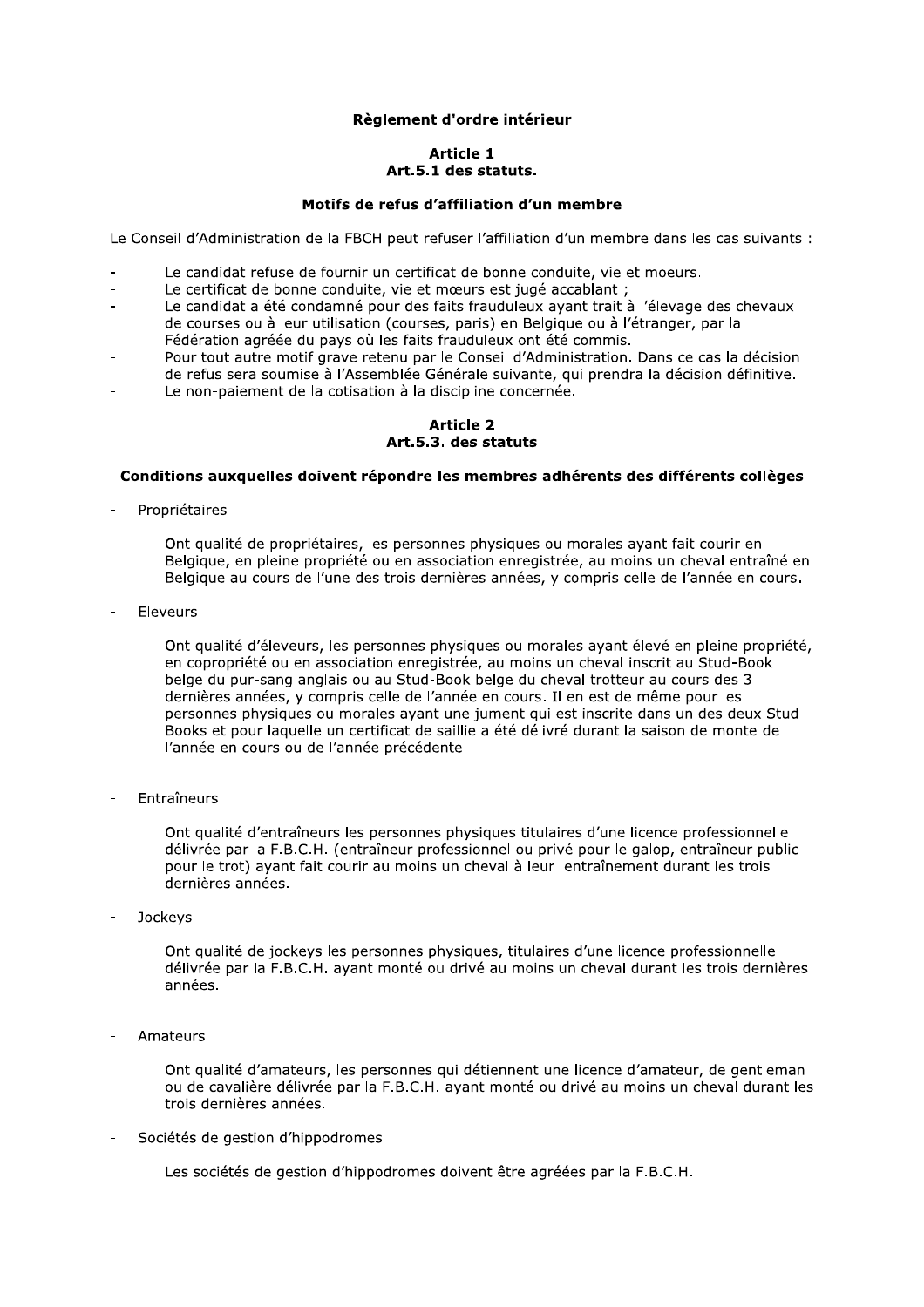# Règlement d'ordre intérieur

## Article 1
## Art.5.1 des statuts.

### Motifs de refus d'affiliation d'un membre

Le Conseil d'Administration de la FBCH peut refuser l'affiliation d'un membre dans les cas suivants :

- Le candidat refuse de fournir un certificat de bonne conduite, vie et moeurs.
- Le certificat de bonne conduite, vie et mœurs est jugé accablant ;
- Le candidat a été condamné pour des faits frauduleux ayant trait à l'élevage des chevaux de courses ou à leur utilisation (courses, paris) en Belgique ou à l'étranger, par la Fédération agréée du pays où les faits frauduleux ont été commis.
- Pour tout autre motif grave retenu par le Conseil d'Administration. Dans ce cas la décision de refus sera soumise à l'Assemblée Générale suivante, qui prendra la décision définitive.
- Le non-paiement de la cotisation à la discipline concernée.

## Article 2
## Art.5.3. des statuts

### Conditions auxquelles doivent répondre les membres adhérents des différents collèges

- Propriétaires

  Ont qualité de propriétaires, les personnes physiques ou morales ayant fait courir en Belgique, en pleine propriété ou en association enregistrée, au moins un cheval entraîné en Belgique au cours de l'une des trois dernières années, y compris celle de l'année en cours.

- Eleveurs

  Ont qualité d'éleveurs, les personnes physiques ou morales ayant élevé en pleine propriété, en copropriété ou en association enregistrée, au moins un cheval inscrit au Stud-Book belge du pur-sang anglais ou au Stud-Book belge du cheval trotteur au cours des 3 dernières années, y compris celle de l'année en cours. Il en est de même pour les personnes physiques ou morales ayant une jument qui est inscrite dans un des deux Stud-Books et pour laquelle un certificat de saillie a été délivré durant la saison de monte de l'année en cours ou de l'année précédente.

- Entraîneurs

  Ont qualité d'entraîneurs les personnes physiques titulaires d'une licence professionnelle délivrée par la F.B.C.H. (entraîneur professionnel ou privé pour le galop, entraîneur public pour le trot) ayant fait courir au moins un cheval à leur entraînement durant les trois dernières années.

- Jockeys

  Ont qualité de jockeys les personnes physiques, titulaires d'une licence professionnelle délivrée par la F.B.C.H. ayant monté ou drivé au moins un cheval durant les trois dernières années.

- Amateurs

  Ont qualité d'amateurs, les personnes qui détiennent une licence d'amateur, de gentleman ou de cavalière délivrée par la F.B.C.H. ayant monté ou drivé au moins un cheval durant les trois dernières années.

- Sociétés de gestion d'hippodromes

  Les sociétés de gestion d'hippodromes doivent être agréées par la F.B.C.H.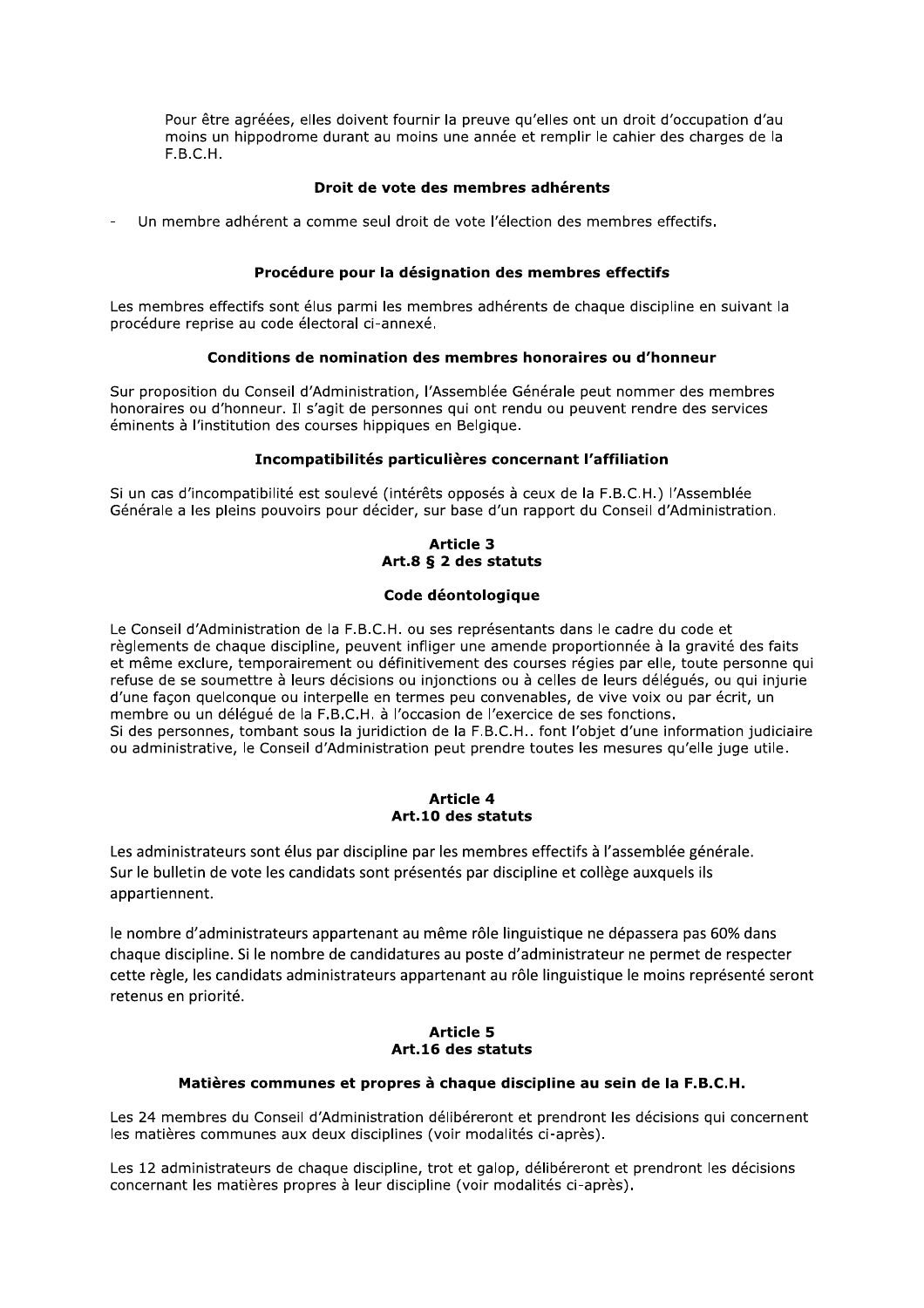Pour être agréées, elles doivent fournir la preuve qu'elles ont un droit d'occupation d'au moins un hippodrome durant au moins une année et remplir le cahier des charges de la F.B.C.H.

**Droit de vote des membres adhérents**

- Un membre adhérent a comme seul droit de vote l'élection des membres effectifs.

**Procédure pour la désignation des membres effectifs**

Les membres effectifs sont élus parmi les membres adhérents de chaque discipline en suivant la procédure reprise au code électoral ci-annexé.

**Conditions de nomination des membres honoraires ou d'honneur**

Sur proposition du Conseil d'Administration, l'Assemblée Générale peut nommer des membres honoraires ou d'honneur. Il s'agit de personnes qui ont rendu ou peuvent rendre des services éminents à l'institution des courses hippiques en Belgique.

**Incompatibilités particulières concernant l'affiliation**

Si un cas d'incompatibilité est soulevé (intérêts opposés à ceux de la F.B.C.H.) l'Assemblée Générale a les pleins pouvoirs pour décider, sur base d'un rapport du Conseil d'Administration.

## Article 3
## Art.8 § 2 des statuts

**Code déontologique**

Le Conseil d'Administration de la F.B.C.H. ou ses représentants dans le cadre du code et règlements de chaque discipline, peuvent infliger une amende proportionnée à la gravité des faits et même exclure, temporairement ou définitivement des courses régies par elle, toute personne qui refuse de se soumettre à leurs décisions ou injonctions ou à celles de leurs délégués, ou qui injurie d'une façon quelconque ou interpelle en termes peu convenables, de vive voix ou par écrit, un membre ou un délégué de la F.B.C.H. à l'occasion de l'exercice de ses fonctions.
Si des personnes, tombant sous la juridiction de la F.B.C.H.. font l'objet d'une information judiciaire ou administrative, le Conseil d'Administration peut prendre toutes les mesures qu'elle juge utile.

## Article 4
## Art.10 des statuts

Les administrateurs sont élus par discipline par les membres effectifs à l'assemblée générale.
Sur le bulletin de vote les candidats sont présentés par discipline et collège auxquels ils appartiennent.

le nombre d'administrateurs appartenant au même rôle linguistique ne dépassera pas 60% dans chaque discipline. Si le nombre de candidatures au poste d'administrateur ne permet de respecter cette règle, les candidats administrateurs appartenant au rôle linguistique le moins représenté seront retenus en priorité.

## Article 5
## Art.16 des statuts

**Matières communes et propres à chaque discipline au sein de la F.B.C.H.**

Les 24 membres du Conseil d'Administration délibéreront et prendront les décisions qui concernent les matières communes aux deux disciplines (voir modalités ci-après).

Les 12 administrateurs de chaque discipline, trot et galop, délibéreront et prendront les décisions concernant les matières propres à leur discipline (voir modalités ci-après).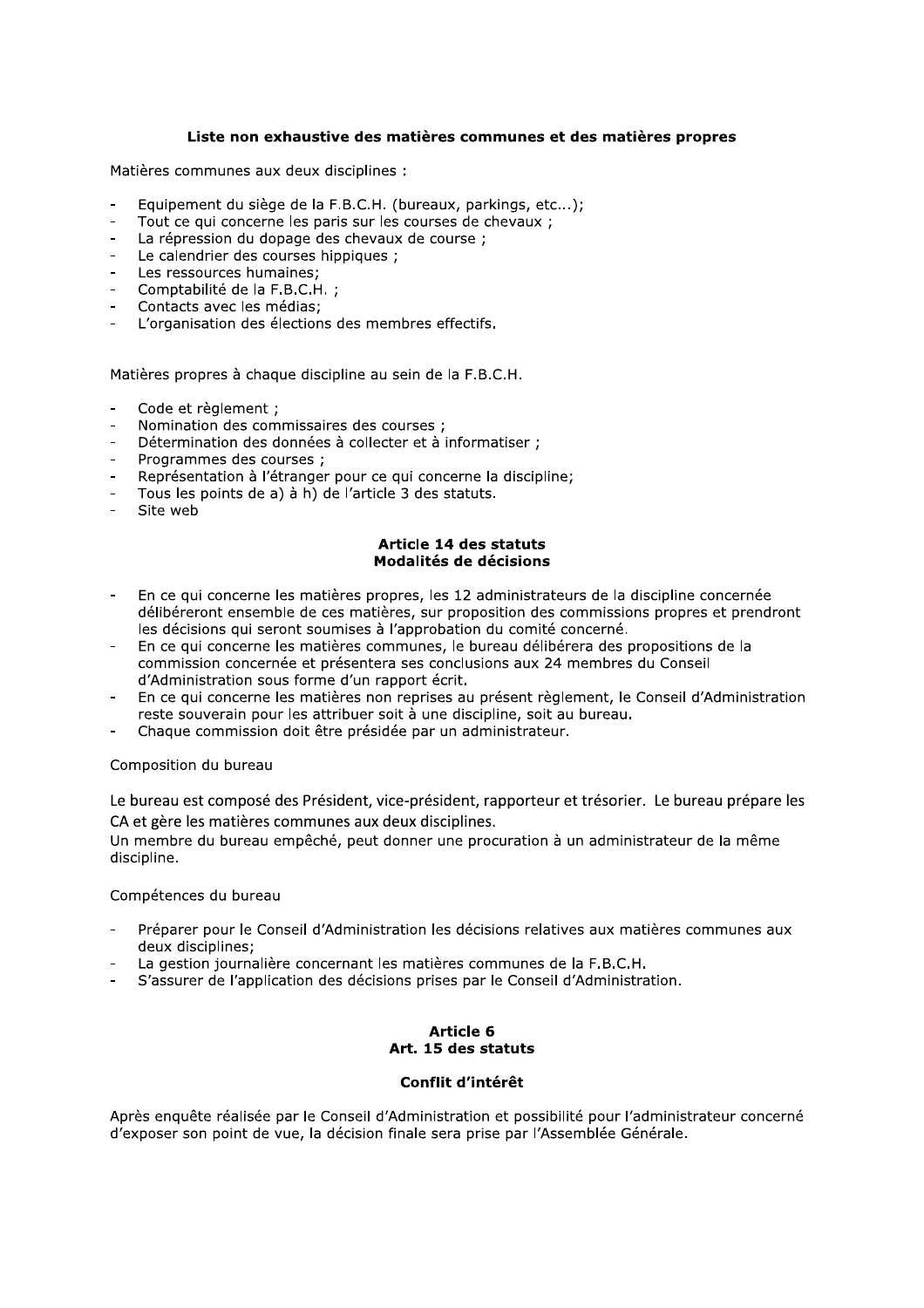### Liste non exhaustive des matières communes et des matières propres

Matières communes aux deux disciplines :

- Equipement du siège de la F.B.C.H. (bureaux, parkings, etc...);
- Tout ce qui concerne les paris sur les courses de chevaux ;
- La répression du dopage des chevaux de course ;
- Le calendrier des courses hippiques ;
- Les ressources humaines;
- Comptabilité de la F.B.C.H. ;
- Contacts avec les médias;
- L'organisation des élections des membres effectifs.

Matières propres à chaque discipline au sein de la F.B.C.H.

- Code et règlement ;
- Nomination des commissaires des courses ;
- Détermination des données à collecter et à informatiser ;
- Programmes des courses ;
- Représentation à l'étranger pour ce qui concerne la discipline;
- Tous les points de a) à h) de l'article 3 des statuts.
- Site web

### Article 14 des statuts
### Modalités de décisions

- En ce qui concerne les matières propres, les 12 administrateurs de la discipline concernée délibèreront ensemble de ces matières, sur proposition des commissions propres et prendront les décisions qui seront soumises à l'approbation du comité concerné.
- En ce qui concerne les matières communes, le bureau délibérera des propositions de la commission concernée et présentera ses conclusions aux 24 membres du Conseil d'Administration sous forme d'un rapport écrit.
- En ce qui concerne les matières non reprises au présent règlement, le Conseil d'Administration reste souverain pour les attribuer soit à une discipline, soit au bureau.
- Chaque commission doit être présidée par un administrateur.

Composition du bureau

Le bureau est composé des Président, vice-président, rapporteur et trésorier. Le bureau prépare les CA et gère les matières communes aux deux disciplines.
Un membre du bureau empêché, peut donner une procuration à un administrateur de la même discipline.

Compétences du bureau

- Préparer pour le Conseil d'Administration les décisions relatives aux matières communes aux deux disciplines;
- La gestion journalière concernant les matières communes de la F.B.C.H.
- S'assurer de l'application des décisions prises par le Conseil d'Administration.

### Article 6
### Art. 15 des statuts

### Conflit d'intérêt

Après enquête réalisée par le Conseil d'Administration et possibilité pour l'administrateur concerné d'exposer son point de vue, la décision finale sera prise par l'Assemblée Générale.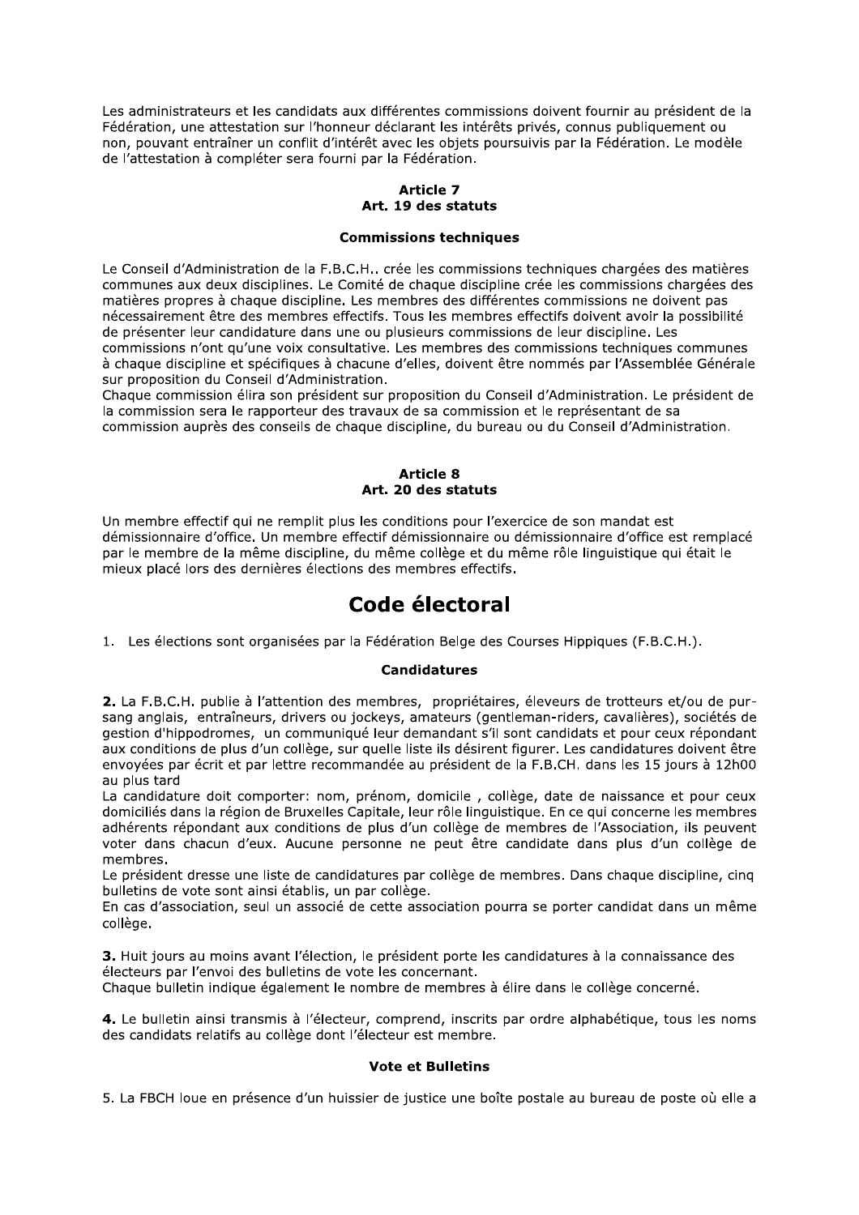Les administrateurs et les candidats aux différentes commissions doivent fournir au président de la Fédération, une attestation sur l'honneur déclarant les intérêts privés, connus publiquement ou non, pouvant entraîner un conflit d'intérêt avec les objets poursuivis par la Fédération. Le modèle de l'attestation à compléter sera fourni par la Fédération.

**Article 7**
**Art. 19 des statuts**

**Commissions techniques**

Le Conseil d'Administration de la F.B.C.H.. crée les commissions techniques chargées des matières communes aux deux disciplines. Le Comité de chaque discipline crée les commissions chargées des matières propres à chaque discipline. Les membres des différentes commissions ne doivent pas nécessairement être des membres effectifs. Tous les membres effectifs doivent avoir la possibilité de présenter leur candidature dans une ou plusieurs commissions de leur discipline. Les commissions n'ont qu'une voix consultative. Les membres des commissions techniques communes à chaque discipline et spécifiques à chacune d'elles, doivent être nommés par l'Assemblée Générale sur proposition du Conseil d'Administration.
Chaque commission élira son président sur proposition du Conseil d'Administration. Le président de la commission sera le rapporteur des travaux de sa commission et le représentant de sa commission auprès des conseils de chaque discipline, du bureau ou du Conseil d'Administration.

**Article 8**
**Art. 20 des statuts**

Un membre effectif qui ne remplit plus les conditions pour l'exercice de son mandat est démissionnaire d'office. Un membre effectif démissionnaire ou démissionnaire d'office est remplacé par le membre de la même discipline, du même collège et du même rôle linguistique qui était le mieux placé lors des dernières élections des membres effectifs.

# Code électoral

1. Les élections sont organisées par la Fédération Belge des Courses Hippiques (F.B.C.H.).

**Candidatures**

**2.** La F.B.C.H. publie à l'attention des membres, propriétaires, éleveurs de trotteurs et/ou de pur-sang anglais, entraîneurs, drivers ou jockeys, amateurs (gentleman-riders, cavalières), sociétés de gestion d'hippodromes, un communiqué leur demandant s'il sont candidats et pour ceux répondant aux conditions de plus d'un collège, sur quelle liste ils désirent figurer. Les candidatures doivent être envoyées par écrit et par lettre recommandée au président de la F.B.CH. dans les 15 jours à 12h00 au plus tard
La candidature doit comporter: nom, prénom, domicile , collège, date de naissance et pour ceux domiciliés dans la région de Bruxelles Capitale, leur rôle linguistique. En ce qui concerne les membres adhérents répondant aux conditions de plus d'un collège de membres de l'Association, ils peuvent voter dans chacun d'eux. Aucune personne ne peut être candidate dans plus d'un collège de membres.
Le président dresse une liste de candidatures par collège de membres. Dans chaque discipline, cinq bulletins de vote sont ainsi établis, un par collège.
En cas d'association, seul un associé de cette association pourra se porter candidat dans un même collège.

**3.** Huit jours au moins avant l'élection, le président porte les candidatures à la connaissance des électeurs par l'envoi des bulletins de vote les concernant.
Chaque bulletin indique également le nombre de membres à élire dans le collège concerné.

**4.** Le bulletin ainsi transmis à l'électeur, comprend, inscrits par ordre alphabétique, tous les noms des candidats relatifs au collège dont l'électeur est membre.

**Vote et Bulletins**

5. La FBCH loue en présence d'un huissier de justice une boîte postale au bureau de poste où elle a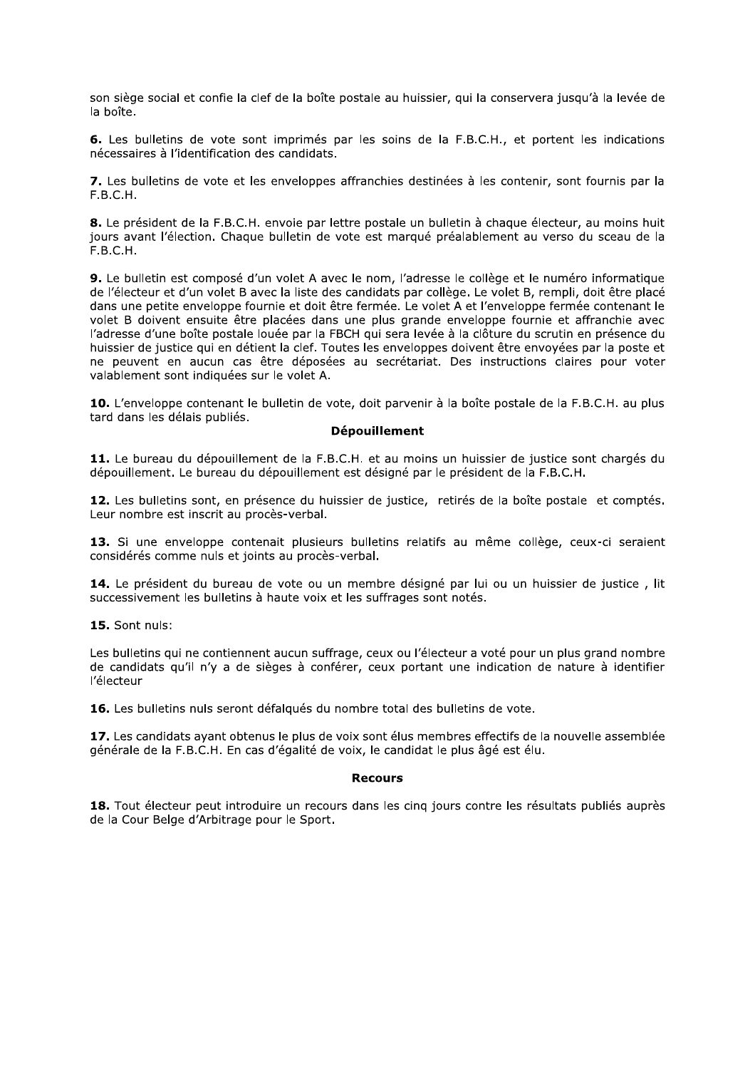son siège social et confie la clef de la boîte postale au huissier, qui la conservera jusqu'à la levée de la boîte.

**6.** Les bulletins de vote sont imprimés par les soins de la F.B.C.H., et portent les indications nécessaires à l'identification des candidats.

**7.** Les bulletins de vote et les enveloppes affranchies destinées à les contenir, sont fournis par la F.B.C.H.

**8.** Le président de la F.B.C.H. envoie par lettre postale un bulletin à chaque électeur, au moins huit jours avant l'élection. Chaque bulletin de vote est marqué préalablement au verso du sceau de la F.B.C.H.

**9.** Le bulletin est composé d'un volet A avec le nom, l'adresse le collège et le numéro informatique de l'électeur et d'un volet B avec la liste des candidats par collège. Le volet B, rempli, doit être placé dans une petite enveloppe fournie et doit être fermée. Le volet A et l'enveloppe fermée contenant le volet B doivent ensuite être placées dans une plus grande enveloppe fournie et affranchie avec l'adresse d'une boîte postale louée par la FBCH qui sera levée à la clôture du scrutin en présence du huissier de justice qui en détient la clef. Toutes les enveloppes doivent être envoyées par la poste et ne peuvent en aucun cas être déposées au secrétariat. Des instructions claires pour voter valablement sont indiquées sur le volet A.

**10.** L'enveloppe contenant le bulletin de vote, doit parvenir à la boîte postale de la F.B.C.H. au plus tard dans les délais publiés.

### Dépouillement

**11.** Le bureau du dépouillement de la F.B.C.H. et au moins un huissier de justice sont chargés du dépouillement. Le bureau du dépouillement est désigné par le président de la F.B.C.H.

**12.** Les bulletins sont, en présence du huissier de justice, retirés de la boîte postale et comptés. Leur nombre est inscrit au procès-verbal.

**13.** Si une enveloppe contenait plusieurs bulletins relatifs au même collège, ceux-ci seraient considérés comme nuls et joints au procès-verbal.

**14.** Le président du bureau de vote ou un membre désigné par lui ou un huissier de justice , lit successivement les bulletins à haute voix et les suffrages sont notés.

**15.** Sont nuls:

Les bulletins qui ne contiennent aucun suffrage, ceux ou l'électeur a voté pour un plus grand nombre de candidats qu'il n'y a de sièges à conférer, ceux portant une indication de nature à identifier l'électeur

**16.** Les bulletins nuls seront défalqués du nombre total des bulletins de vote.

**17.** Les candidats ayant obtenus le plus de voix sont élus membres effectifs de la nouvelle assemblée générale de la F.B.C.H. En cas d'égalité de voix, le candidat le plus âgé est élu.

### Recours

**18.** Tout électeur peut introduire un recours dans les cinq jours contre les résultats publiés auprès de la Cour Belge d'Arbitrage pour le Sport.